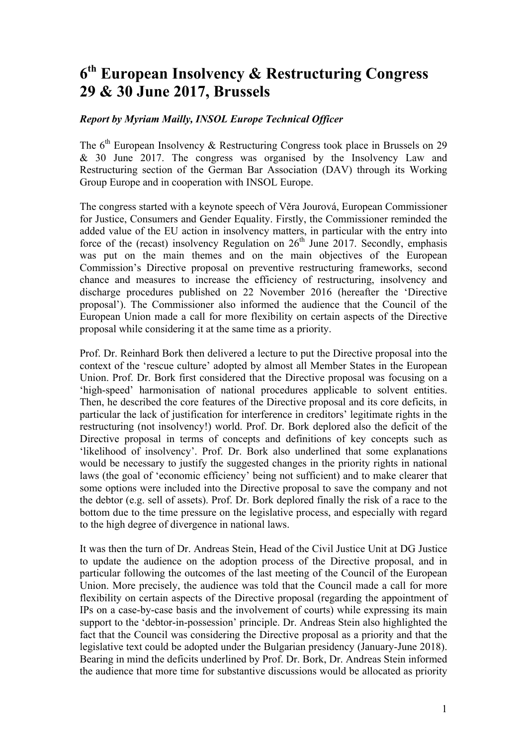# 6th European Insolvency & Restructuring Congress 29 & 30 June 2017, Brussels

***Report by Myriam Mailly, INSOL Europe Technical Officer***

The 6th European Insolvency & Restructuring Congress took place in Brussels on 29 & 30 June 2017. The congress was organised by the Insolvency Law and Restructuring section of the German Bar Association (DAV) through its Working Group Europe and in cooperation with INSOL Europe.

The congress started with a keynote speech of Věra Jourová, European Commissioner for Justice, Consumers and Gender Equality. Firstly, the Commissioner reminded the added value of the EU action in insolvency matters, in particular with the entry into force of the (recast) insolvency Regulation on 26th June 2017. Secondly, emphasis was put on the main themes and on the main objectives of the European Commission's Directive proposal on preventive restructuring frameworks, second chance and measures to increase the efficiency of restructuring, insolvency and discharge procedures published on 22 November 2016 (hereafter the 'Directive proposal'). The Commissioner also informed the audience that the Council of the European Union made a call for more flexibility on certain aspects of the Directive proposal while considering it at the same time as a priority.

Prof. Dr. Reinhard Bork then delivered a lecture to put the Directive proposal into the context of the 'rescue culture' adopted by almost all Member States in the European Union. Prof. Dr. Bork first considered that the Directive proposal was focusing on a 'high-speed' harmonisation of national procedures applicable to solvent entities. Then, he described the core features of the Directive proposal and its core deficits, in particular the lack of justification for interference in creditors' legitimate rights in the restructuring (not insolvency!) world. Prof. Dr. Bork deplored also the deficit of the Directive proposal in terms of concepts and definitions of key concepts such as 'likelihood of insolvency'. Prof. Dr. Bork also underlined that some explanations would be necessary to justify the suggested changes in the priority rights in national laws (the goal of 'economic efficiency' being not sufficient) and to make clearer that some options were included into the Directive proposal to save the company and not the debtor (e.g. sell of assets). Prof. Dr. Bork deplored finally the risk of a race to the bottom due to the time pressure on the legislative process, and especially with regard to the high degree of divergence in national laws.

It was then the turn of Dr. Andreas Stein, Head of the Civil Justice Unit at DG Justice to update the audience on the adoption process of the Directive proposal, and in particular following the outcomes of the last meeting of the Council of the European Union. More precisely, the audience was told that the Council made a call for more flexibility on certain aspects of the Directive proposal (regarding the appointment of IPs on a case-by-case basis and the involvement of courts) while expressing its main support to the 'debtor-in-possession' principle. Dr. Andreas Stein also highlighted the fact that the Council was considering the Directive proposal as a priority and that the legislative text could be adopted under the Bulgarian presidency (January-June 2018). Bearing in mind the deficits underlined by Prof. Dr. Bork, Dr. Andreas Stein informed the audience that more time for substantive discussions would be allocated as priority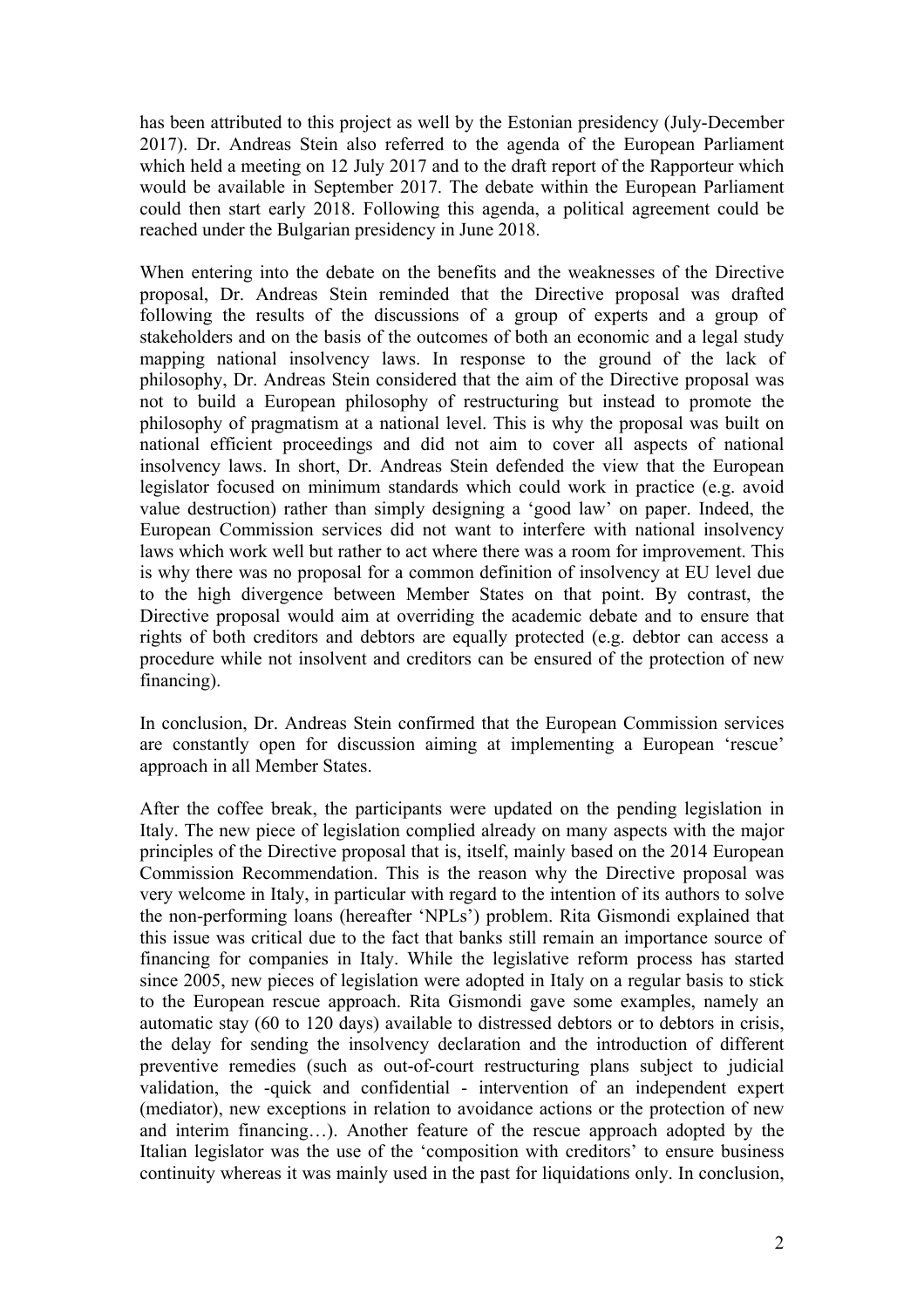has been attributed to this project as well by the Estonian presidency (July-December 2017). Dr. Andreas Stein also referred to the agenda of the European Parliament which held a meeting on 12 July 2017 and to the draft report of the Rapporteur which would be available in September 2017. The debate within the European Parliament could then start early 2018. Following this agenda, a political agreement could be reached under the Bulgarian presidency in June 2018.

When entering into the debate on the benefits and the weaknesses of the Directive proposal, Dr. Andreas Stein reminded that the Directive proposal was drafted following the results of the discussions of a group of experts and a group of stakeholders and on the basis of the outcomes of both an economic and a legal study mapping national insolvency laws. In response to the ground of the lack of philosophy, Dr. Andreas Stein considered that the aim of the Directive proposal was not to build a European philosophy of restructuring but instead to promote the philosophy of pragmatism at a national level. This is why the proposal was built on national efficient proceedings and did not aim to cover all aspects of national insolvency laws. In short, Dr. Andreas Stein defended the view that the European legislator focused on minimum standards which could work in practice (e.g. avoid value destruction) rather than simply designing a 'good law' on paper. Indeed, the European Commission services did not want to interfere with national insolvency laws which work well but rather to act where there was a room for improvement. This is why there was no proposal for a common definition of insolvency at EU level due to the high divergence between Member States on that point. By contrast, the Directive proposal would aim at overriding the academic debate and to ensure that rights of both creditors and debtors are equally protected (e.g. debtor can access a procedure while not insolvent and creditors can be ensured of the protection of new financing).

In conclusion, Dr. Andreas Stein confirmed that the European Commission services are constantly open for discussion aiming at implementing a European 'rescue' approach in all Member States.

After the coffee break, the participants were updated on the pending legislation in Italy. The new piece of legislation complied already on many aspects with the major principles of the Directive proposal that is, itself, mainly based on the 2014 European Commission Recommendation. This is the reason why the Directive proposal was very welcome in Italy, in particular with regard to the intention of its authors to solve the non-performing loans (hereafter 'NPLs') problem. Rita Gismondi explained that this issue was critical due to the fact that banks still remain an importance source of financing for companies in Italy. While the legislative reform process has started since 2005, new pieces of legislation were adopted in Italy on a regular basis to stick to the European rescue approach. Rita Gismondi gave some examples, namely an automatic stay (60 to 120 days) available to distressed debtors or to debtors in crisis, the delay for sending the insolvency declaration and the introduction of different preventive remedies (such as out-of-court restructuring plans subject to judicial validation, the -quick and confidential - intervention of an independent expert (mediator), new exceptions in relation to avoidance actions or the protection of new and interim financing…). Another feature of the rescue approach adopted by the Italian legislator was the use of the 'composition with creditors' to ensure business continuity whereas it was mainly used in the past for liquidations only. In conclusion,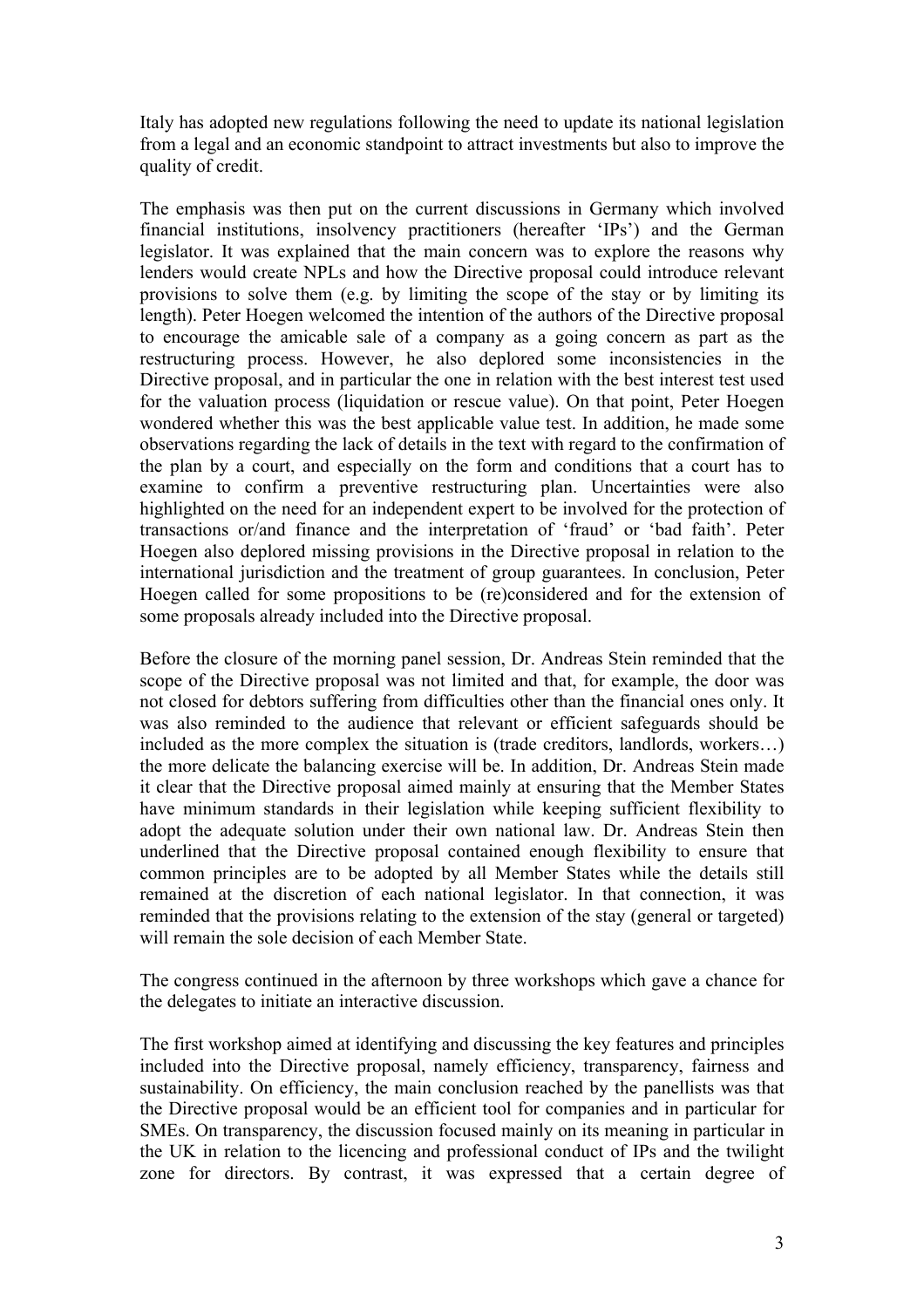Italy has adopted new regulations following the need to update its national legislation from a legal and an economic standpoint to attract investments but also to improve the quality of credit.

The emphasis was then put on the current discussions in Germany which involved financial institutions, insolvency practitioners (hereafter 'IPs') and the German legislator. It was explained that the main concern was to explore the reasons why lenders would create NPLs and how the Directive proposal could introduce relevant provisions to solve them (e.g. by limiting the scope of the stay or by limiting its length). Peter Hoegen welcomed the intention of the authors of the Directive proposal to encourage the amicable sale of a company as a going concern as part as the restructuring process. However, he also deplored some inconsistencies in the Directive proposal, and in particular the one in relation with the best interest test used for the valuation process (liquidation or rescue value). On that point, Peter Hoegen wondered whether this was the best applicable value test. In addition, he made some observations regarding the lack of details in the text with regard to the confirmation of the plan by a court, and especially on the form and conditions that a court has to examine to confirm a preventive restructuring plan. Uncertainties were also highlighted on the need for an independent expert to be involved for the protection of transactions or/and finance and the interpretation of 'fraud' or 'bad faith'. Peter Hoegen also deplored missing provisions in the Directive proposal in relation to the international jurisdiction and the treatment of group guarantees. In conclusion, Peter Hoegen called for some propositions to be (re)considered and for the extension of some proposals already included into the Directive proposal.

Before the closure of the morning panel session, Dr. Andreas Stein reminded that the scope of the Directive proposal was not limited and that, for example, the door was not closed for debtors suffering from difficulties other than the financial ones only. It was also reminded to the audience that relevant or efficient safeguards should be included as the more complex the situation is (trade creditors, landlords, workers…) the more delicate the balancing exercise will be. In addition, Dr. Andreas Stein made it clear that the Directive proposal aimed mainly at ensuring that the Member States have minimum standards in their legislation while keeping sufficient flexibility to adopt the adequate solution under their own national law. Dr. Andreas Stein then underlined that the Directive proposal contained enough flexibility to ensure that common principles are to be adopted by all Member States while the details still remained at the discretion of each national legislator. In that connection, it was reminded that the provisions relating to the extension of the stay (general or targeted) will remain the sole decision of each Member State.

The congress continued in the afternoon by three workshops which gave a chance for the delegates to initiate an interactive discussion.

The first workshop aimed at identifying and discussing the key features and principles included into the Directive proposal, namely efficiency, transparency, fairness and sustainability. On efficiency, the main conclusion reached by the panellists was that the Directive proposal would be an efficient tool for companies and in particular for SMEs. On transparency, the discussion focused mainly on its meaning in particular in the UK in relation to the licencing and professional conduct of IPs and the twilight zone for directors. By contrast, it was expressed that a certain degree of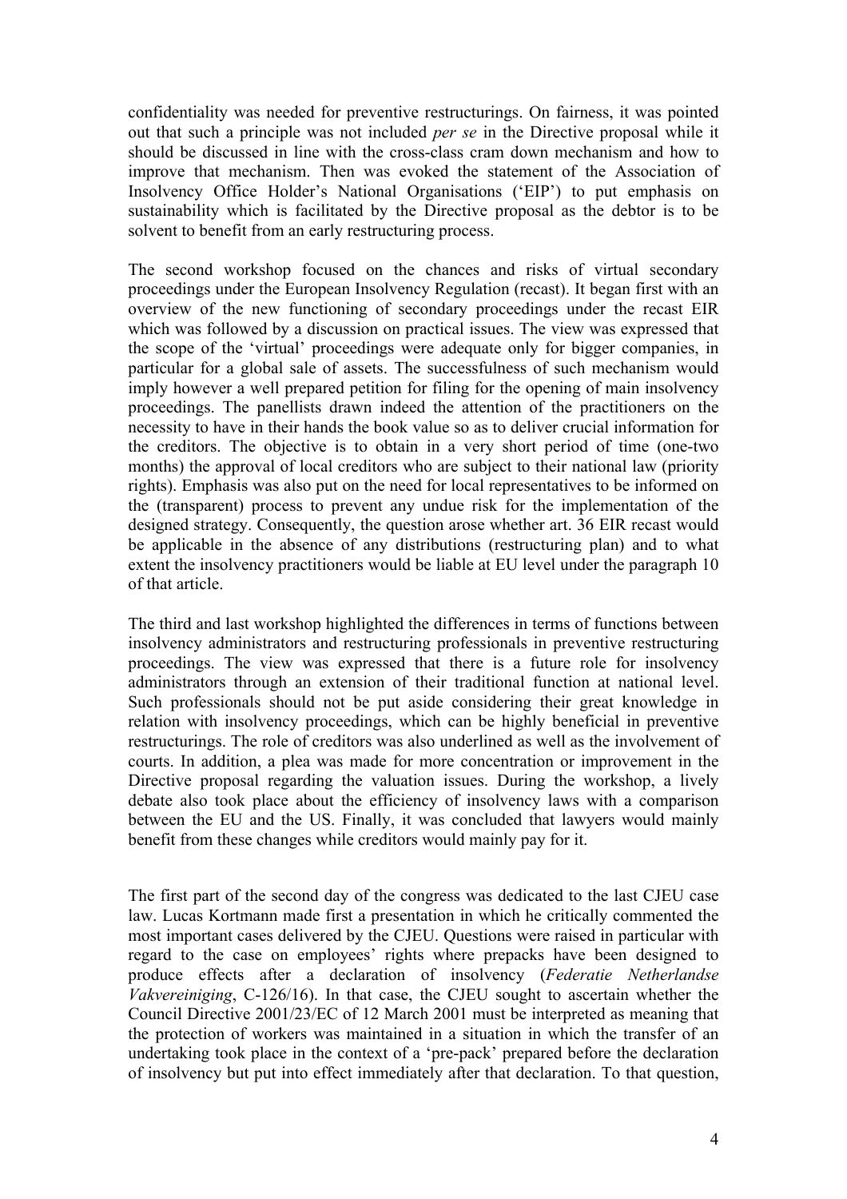confidentiality was needed for preventive restructurings. On fairness, it was pointed out that such a principle was not included *per se* in the Directive proposal while it should be discussed in line with the cross-class cram down mechanism and how to improve that mechanism. Then was evoked the statement of the Association of Insolvency Office Holder's National Organisations ('EIP') to put emphasis on sustainability which is facilitated by the Directive proposal as the debtor is to be solvent to benefit from an early restructuring process.

The second workshop focused on the chances and risks of virtual secondary proceedings under the European Insolvency Regulation (recast). It began first with an overview of the new functioning of secondary proceedings under the recast EIR which was followed by a discussion on practical issues. The view was expressed that the scope of the 'virtual' proceedings were adequate only for bigger companies, in particular for a global sale of assets. The successfulness of such mechanism would imply however a well prepared petition for filing for the opening of main insolvency proceedings. The panellists drawn indeed the attention of the practitioners on the necessity to have in their hands the book value so as to deliver crucial information for the creditors. The objective is to obtain in a very short period of time (one-two months) the approval of local creditors who are subject to their national law (priority rights). Emphasis was also put on the need for local representatives to be informed on the (transparent) process to prevent any undue risk for the implementation of the designed strategy. Consequently, the question arose whether art. 36 EIR recast would be applicable in the absence of any distributions (restructuring plan) and to what extent the insolvency practitioners would be liable at EU level under the paragraph 10 of that article.

The third and last workshop highlighted the differences in terms of functions between insolvency administrators and restructuring professionals in preventive restructuring proceedings. The view was expressed that there is a future role for insolvency administrators through an extension of their traditional function at national level. Such professionals should not be put aside considering their great knowledge in relation with insolvency proceedings, which can be highly beneficial in preventive restructurings. The role of creditors was also underlined as well as the involvement of courts. In addition, a plea was made for more concentration or improvement in the Directive proposal regarding the valuation issues. During the workshop, a lively debate also took place about the efficiency of insolvency laws with a comparison between the EU and the US. Finally, it was concluded that lawyers would mainly benefit from these changes while creditors would mainly pay for it.

The first part of the second day of the congress was dedicated to the last CJEU case law. Lucas Kortmann made first a presentation in which he critically commented the most important cases delivered by the CJEU. Questions were raised in particular with regard to the case on employees' rights where prepacks have been designed to produce effects after a declaration of insolvency (*Federatie Netherlandse Vakvereiniging*, C-126/16). In that case, the CJEU sought to ascertain whether the Council Directive 2001/23/EC of 12 March 2001 must be interpreted as meaning that the protection of workers was maintained in a situation in which the transfer of an undertaking took place in the context of a 'pre-pack' prepared before the declaration of insolvency but put into effect immediately after that declaration. To that question,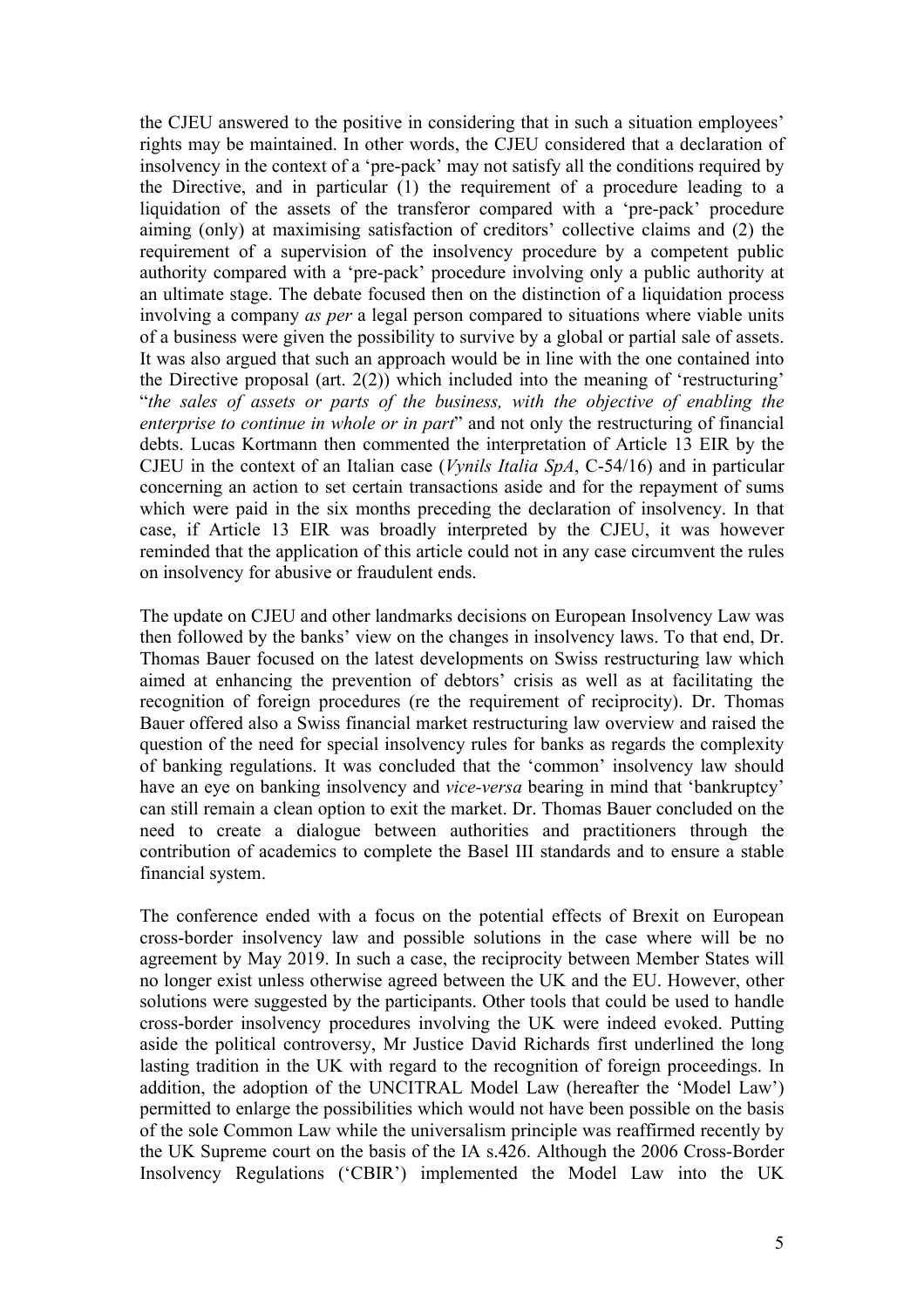the CJEU answered to the positive in considering that in such a situation employees' rights may be maintained. In other words, the CJEU considered that a declaration of insolvency in the context of a 'pre-pack' may not satisfy all the conditions required by the Directive, and in particular (1) the requirement of a procedure leading to a liquidation of the assets of the transferor compared with a 'pre-pack' procedure aiming (only) at maximising satisfaction of creditors' collective claims and (2) the requirement of a supervision of the insolvency procedure by a competent public authority compared with a 'pre-pack' procedure involving only a public authority at an ultimate stage. The debate focused then on the distinction of a liquidation process involving a company *as per* a legal person compared to situations where viable units of a business were given the possibility to survive by a global or partial sale of assets. It was also argued that such an approach would be in line with the one contained into the Directive proposal (art. 2(2)) which included into the meaning of 'restructuring' "*the sales of assets or parts of the business, with the objective of enabling the enterprise to continue in whole or in part*" and not only the restructuring of financial debts. Lucas Kortmann then commented the interpretation of Article 13 EIR by the CJEU in the context of an Italian case (*Vynils Italia SpA*, C-54/16) and in particular concerning an action to set certain transactions aside and for the repayment of sums which were paid in the six months preceding the declaration of insolvency. In that case, if Article 13 EIR was broadly interpreted by the CJEU, it was however reminded that the application of this article could not in any case circumvent the rules on insolvency for abusive or fraudulent ends.

The update on CJEU and other landmarks decisions on European Insolvency Law was then followed by the banks' view on the changes in insolvency laws. To that end, Dr. Thomas Bauer focused on the latest developments on Swiss restructuring law which aimed at enhancing the prevention of debtors' crisis as well as at facilitating the recognition of foreign procedures (re the requirement of reciprocity). Dr. Thomas Bauer offered also a Swiss financial market restructuring law overview and raised the question of the need for special insolvency rules for banks as regards the complexity of banking regulations. It was concluded that the 'common' insolvency law should have an eye on banking insolvency and *vice-versa* bearing in mind that 'bankruptcy' can still remain a clean option to exit the market. Dr. Thomas Bauer concluded on the need to create a dialogue between authorities and practitioners through the contribution of academics to complete the Basel III standards and to ensure a stable financial system.

The conference ended with a focus on the potential effects of Brexit on European cross-border insolvency law and possible solutions in the case where will be no agreement by May 2019. In such a case, the reciprocity between Member States will no longer exist unless otherwise agreed between the UK and the EU. However, other solutions were suggested by the participants. Other tools that could be used to handle cross-border insolvency procedures involving the UK were indeed evoked. Putting aside the political controversy, Mr Justice David Richards first underlined the long lasting tradition in the UK with regard to the recognition of foreign proceedings. In addition, the adoption of the UNCITRAL Model Law (hereafter the 'Model Law') permitted to enlarge the possibilities which would not have been possible on the basis of the sole Common Law while the universalism principle was reaffirmed recently by the UK Supreme court on the basis of the IA s.426. Although the 2006 Cross-Border Insolvency Regulations ('CBIR') implemented the Model Law into the UK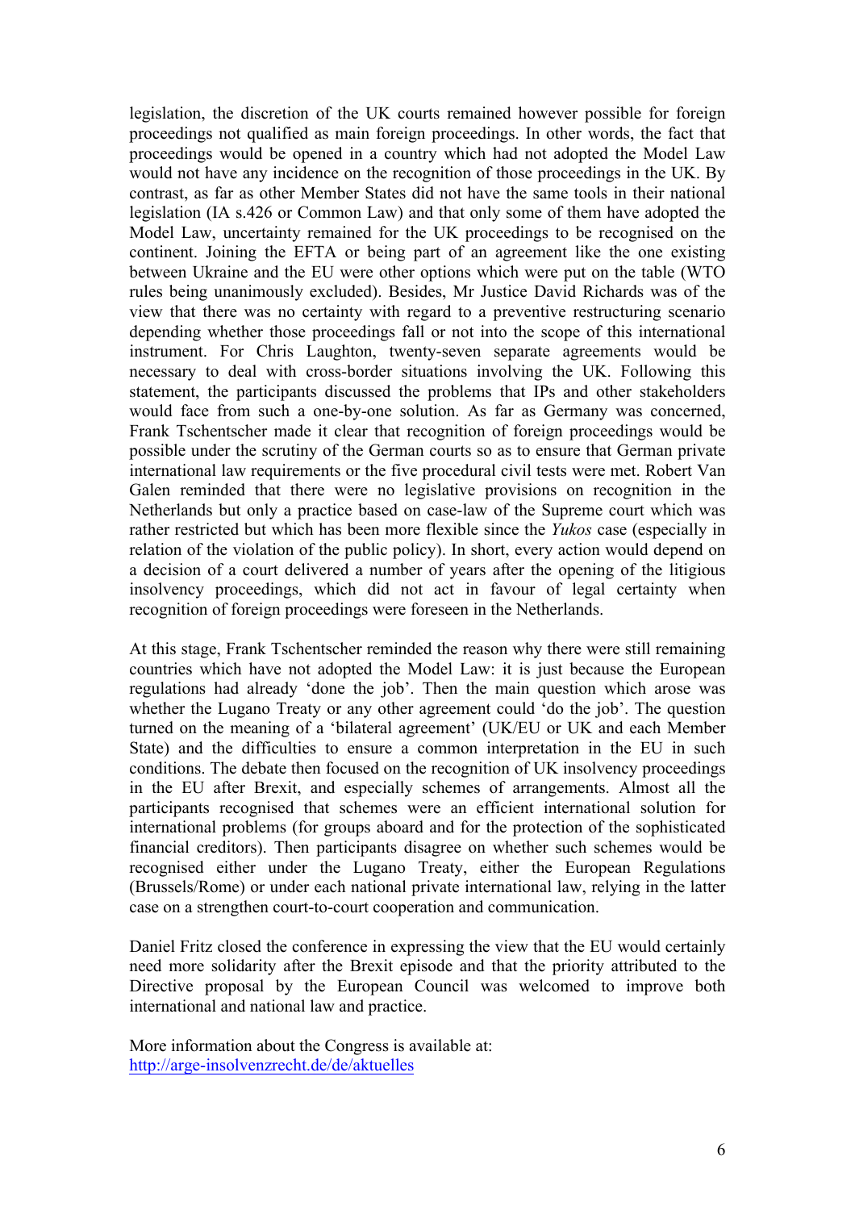legislation, the discretion of the UK courts remained however possible for foreign proceedings not qualified as main foreign proceedings. In other words, the fact that proceedings would be opened in a country which had not adopted the Model Law would not have any incidence on the recognition of those proceedings in the UK. By contrast, as far as other Member States did not have the same tools in their national legislation (IA s.426 or Common Law) and that only some of them have adopted the Model Law, uncertainty remained for the UK proceedings to be recognised on the continent. Joining the EFTA or being part of an agreement like the one existing between Ukraine and the EU were other options which were put on the table (WTO rules being unanimously excluded). Besides, Mr Justice David Richards was of the view that there was no certainty with regard to a preventive restructuring scenario depending whether those proceedings fall or not into the scope of this international instrument. For Chris Laughton, twenty-seven separate agreements would be necessary to deal with cross-border situations involving the UK. Following this statement, the participants discussed the problems that IPs and other stakeholders would face from such a one-by-one solution. As far as Germany was concerned, Frank Tschentscher made it clear that recognition of foreign proceedings would be possible under the scrutiny of the German courts so as to ensure that German private international law requirements or the five procedural civil tests were met. Robert Van Galen reminded that there were no legislative provisions on recognition in the Netherlands but only a practice based on case-law of the Supreme court which was rather restricted but which has been more flexible since the *Yukos* case (especially in relation of the violation of the public policy). In short, every action would depend on a decision of a court delivered a number of years after the opening of the litigious insolvency proceedings, which did not act in favour of legal certainty when recognition of foreign proceedings were foreseen in the Netherlands.

At this stage, Frank Tschentscher reminded the reason why there were still remaining countries which have not adopted the Model Law: it is just because the European regulations had already 'done the job'. Then the main question which arose was whether the Lugano Treaty or any other agreement could 'do the job'. The question turned on the meaning of a 'bilateral agreement' (UK/EU or UK and each Member State) and the difficulties to ensure a common interpretation in the EU in such conditions. The debate then focused on the recognition of UK insolvency proceedings in the EU after Brexit, and especially schemes of arrangements. Almost all the participants recognised that schemes were an efficient international solution for international problems (for groups aboard and for the protection of the sophisticated financial creditors). Then participants disagree on whether such schemes would be recognised either under the Lugano Treaty, either the European Regulations (Brussels/Rome) or under each national private international law, relying in the latter case on a strengthen court-to-court cooperation and communication.

Daniel Fritz closed the conference in expressing the view that the EU would certainly need more solidarity after the Brexit episode and that the priority attributed to the Directive proposal by the European Council was welcomed to improve both international and national law and practice.

More information about the Congress is available at:
http://arge-insolvenzrecht.de/de/aktuelles